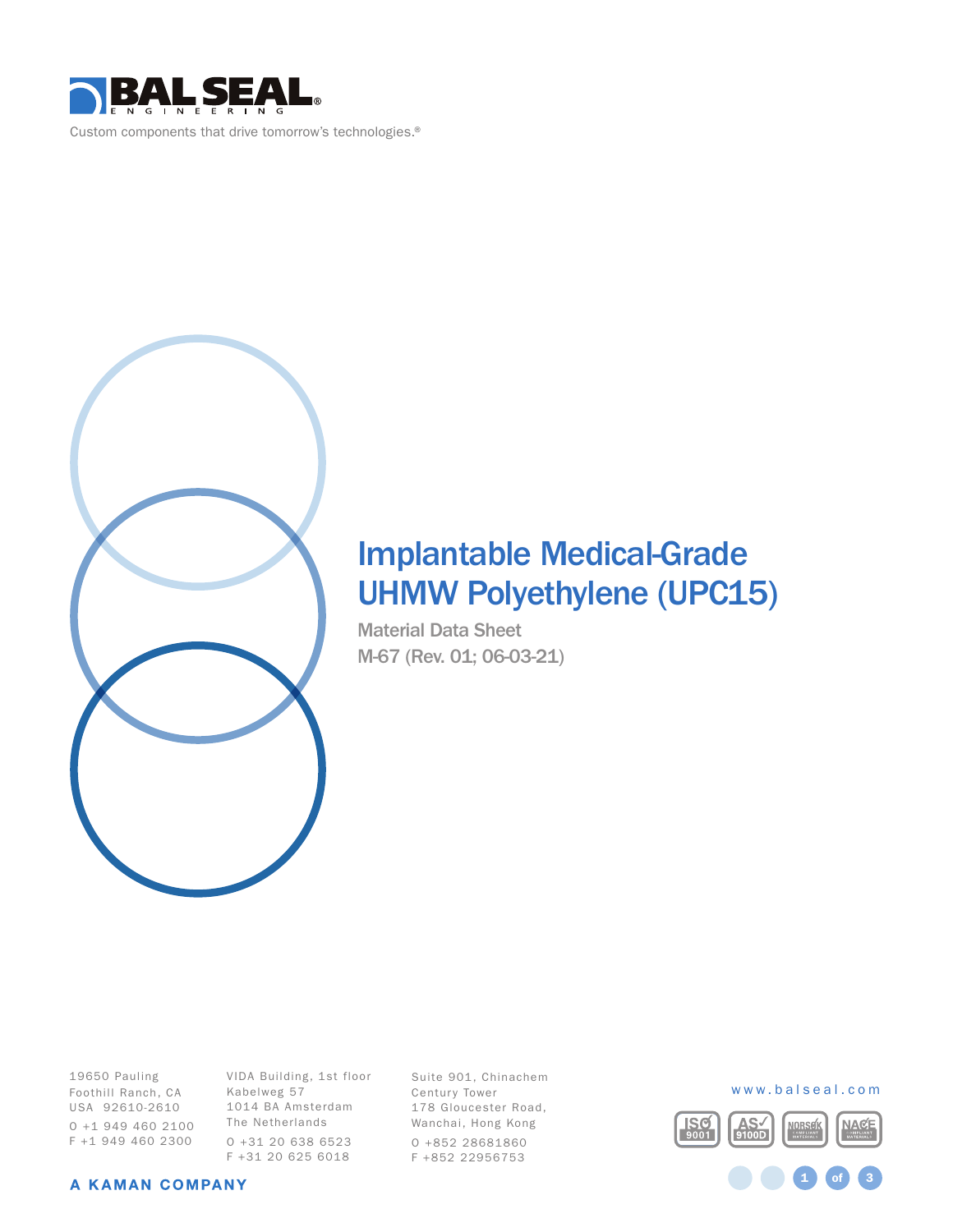BAL SEAL ENGINEERING®

Custom components that drive tomorrow's technologies.®

# Implantable Medical-Grade UHMW Polyethylene (UPC15)

Material Data Sheet

M-67 (Rev. 01; 06-03-21)

19650 Pauling
Foothill Ranch, CA
USA 92610-2610
O +1 949 460 2100
F +1 949 460 2300

VIDA Building, 1st floor
Kabelweg 57
1014 BA Amsterdam
The Netherlands
O +31 20 638 6523
F +31 20 625 6018

Suite 901, Chinachem
Century Tower
178 Gloucester Road,
Wanchai, Hong Kong
O +852 28681860
F +852 22956753

www.balseal.com

ISO 9001 | AS 9100D | NORSOK COMPLIANT MATERIALS | NACE COMPLIANT MATERIALS

A KAMAN COMPANY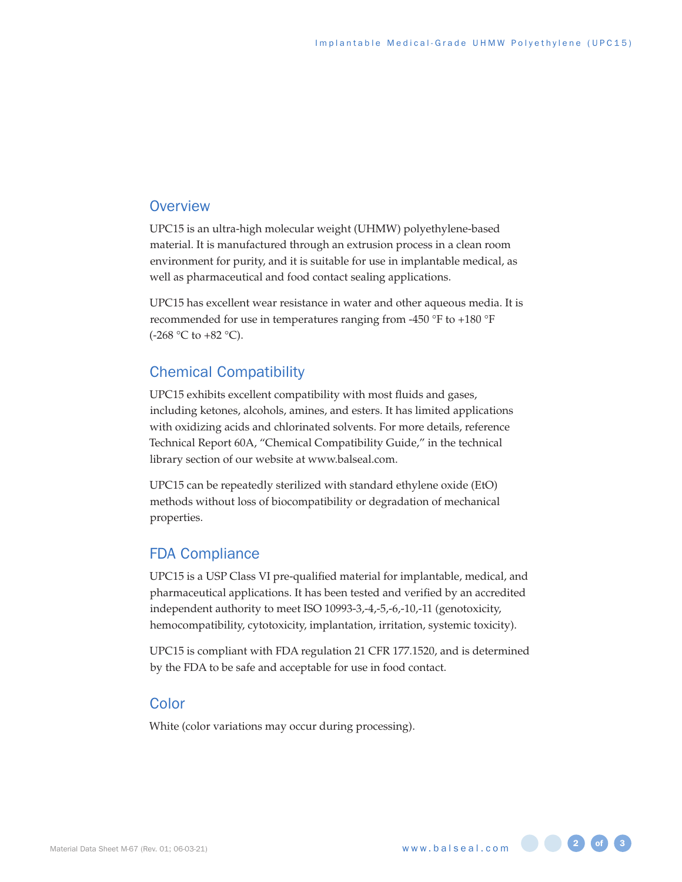## Overview

UPC15 is an ultra-high molecular weight (UHMW) polyethylene-based material. It is manufactured through an extrusion process in a clean room environment for purity, and it is suitable for use in implantable medical, as well as pharmaceutical and food contact sealing applications.

UPC15 has excellent wear resistance in water and other aqueous media. It is recommended for use in temperatures ranging from -450 °F to +180 °F (-268 °C to +82 °C).

## Chemical Compatibility

UPC15 exhibits excellent compatibility with most fluids and gases, including ketones, alcohols, amines, and esters. It has limited applications with oxidizing acids and chlorinated solvents. For more details, reference Technical Report 60A, "Chemical Compatibility Guide," in the technical library section of our website at www.balseal.com.

UPC15 can be repeatedly sterilized with standard ethylene oxide (EtO) methods without loss of biocompatibility or degradation of mechanical properties.

## FDA Compliance

UPC15 is a USP Class VI pre-qualified material for implantable, medical, and pharmaceutical applications. It has been tested and verified by an accredited independent authority to meet ISO 10993-3,-4,-5,-6,-10,-11 (genotoxicity, hemocompatibility, cytotoxicity, implantation, irritation, systemic toxicity).

UPC15 is compliant with FDA regulation 21 CFR 177.1520, and is determined by the FDA to be safe and acceptable for use in food contact.

## Color

White (color variations may occur during processing).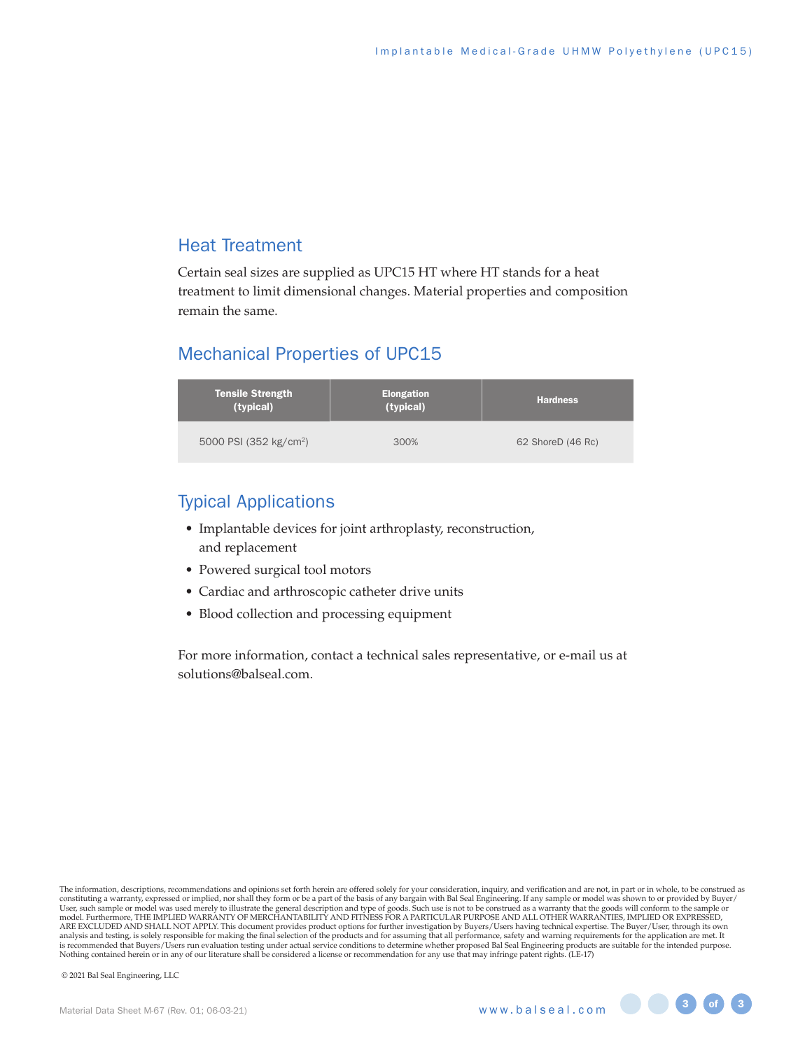## Heat Treatment

Certain seal sizes are supplied as UPC15 HT where HT stands for a heat treatment to limit dimensional changes. Material properties and composition remain the same.

## Mechanical Properties of UPC15

| Tensile Strength (typical) | Elongation (typical) | Hardness |
| --- | --- | --- |
| 5000 PSI (352 kg/cm$^2$) | 300% | 62 ShoreD (46 Rc) |

## Typical Applications

- Implantable devices for joint arthroplasty, reconstruction, and replacement
- Powered surgical tool motors
- Cardiac and arthroscopic catheter drive units
- Blood collection and processing equipment

For more information, contact a technical sales representative, or e-mail us at solutions@balseal.com.

The information, descriptions, recommendations and opinions set forth herein are offered solely for your consideration, inquiry, and verification and are not, in part or in whole, to be construed as constituting a warranty, expressed or implied, nor shall they form or be a part of the basis of any bargain with Bal Seal Engineering. If any sample or model was shown to or provided by Buyer/User, such sample or model was used merely to illustrate the general description and type of goods. Such use is not to be construed as a warranty that the goods will conform to the sample or model. Furthermore, THE IMPLIED WARRANTY OF MERCHANTABILITY AND FITNESS FOR A PARTICULAR PURPOSE AND ALL OTHER WARRANTIES, IMPLIED OR EXPRESSED, ARE EXCLUDED AND SHALL NOT APPLY. This document provides product options for further investigation by Buyers/Users having technical expertise. The Buyer/User, through its own analysis and testing, is solely responsible for making the final selection of the products and for assuming that all performance, safety and warning requirements for the application are met. It is recommended that Buyers/Users run evaluation testing under actual service conditions to determine whether proposed Bal Seal Engineering products are suitable for the intended purpose. Nothing contained herein or in any of our literature shall be considered a license or recommendation for any use that may infringe patent rights. (LE-17)

© 2021 Bal Seal Engineering, LLC

Material Data Sheet M-67 (Rev. 01; 06-03-21)

www.balseal.com